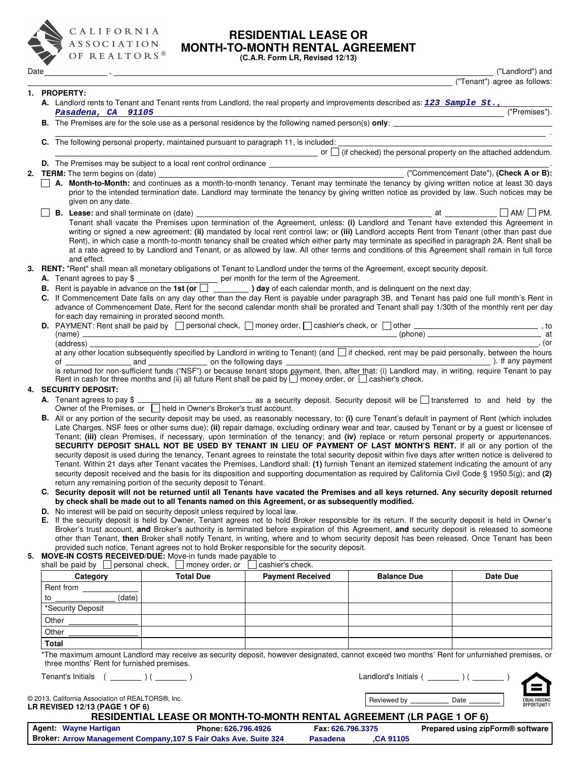CALIFORNIA ASSOCIATION OF REALTORS®

# RESIDENTIAL LEASE OR MONTH-TO-MONTH RENTAL AGREEMENT

**(C.A.R. Form LR, Revised 12/13)**

Date \_\_\_\_\_\_\_\_\_\_\_\_\_\_\_ , \_\_\_\_\_\_\_\_\_\_\_\_\_\_\_\_\_\_\_\_\_\_\_\_\_\_\_\_\_\_\_\_\_\_\_\_\_\_\_\_ ("Landlord") and \_\_\_\_\_\_\_\_\_\_\_\_\_\_\_\_\_\_\_\_\_\_\_\_\_\_\_\_\_\_\_\_\_\_\_\_\_\_\_\_ ("Tenant") agree as follows:

**1. PROPERTY:**

**A.** Landlord rents to Tenant and Tenant rents from Landlord, the real property and improvements described as: *123 Sample St., Pasadena, CA 91105* ("Premises").

**B.** The Premises are for the sole use as a personal residence by the following named person(s) **only**: \_\_\_\_\_\_\_\_\_\_\_\_\_\_\_\_\_\_\_\_\_\_\_\_\_\_\_\_\_\_\_\_ .

**C.** The following personal property, maintained pursuant to paragraph 11, is included: \_\_\_\_\_\_\_\_\_\_\_\_\_\_\_\_\_\_\_\_\_\_\_\_\_\_\_\_\_\_\_\_ or ☐ (if checked) the personal property on the attached addendum.

**D.** The Premises may be subject to a local rent control ordinance \_\_\_\_\_\_\_\_\_\_\_\_\_\_\_\_\_\_\_\_\_\_\_\_\_\_\_\_\_\_\_\_ .

**2. TERM:** The term begins on (date) \_\_\_\_\_\_\_\_\_\_\_\_\_\_\_\_\_\_\_\_\_\_\_\_\_\_\_\_\_\_\_\_ ("Commencement Date"), **(Check A or B):**

☐ **A. Month-to-Month:** and continues as a month-to-month tenancy. Tenant may terminate the tenancy by giving written notice at least 30 days prior to the intended termination date. Landlord may terminate the tenancy by giving written notice as provided by law. Such notices may be given on any date.

☐ **B. Lease:** and shall terminate on (date) \_\_\_\_\_\_\_\_\_\_\_\_\_\_\_\_\_\_\_\_\_\_\_\_\_\_\_\_\_\_\_\_ at \_\_\_\_\_\_\_\_\_\_\_\_ ☐ AM/ ☐ PM. Tenant shall vacate the Premises upon termination of the Agreement, unless: **(i)** Landlord and Tenant have extended this Agreement in writing or signed a new agreement; **(ii)** mandated by local rent control law; or **(iii)** Landlord accepts Rent from Tenant (other than past due Rent), in which case a month-to-month tenancy shall be created which either party may terminate as specified in paragraph 2A. Rent shall be at a rate agreed to by Landlord and Tenant, or as allowed by law. All other terms and conditions of this Agreement shall remain in full force and effect.

**3. RENT:** "Rent" shall mean all monetary obligations of Tenant to Landlord under the terms of the Agreement, except security deposit.

**A.** Tenant agrees to pay $ \_\_\_\_\_\_\_\_\_\_\_\_\_\_\_\_\_\_ per month for the term of the Agreement.

**B.** Rent is payable in advance on the **1st (or** ☐ \_\_\_\_\_\_\_\_\_ **) day** of each calendar month, and is delinquent on the next day.

**C.** If Commencement Date falls on any day other than the day Rent is payable under paragraph 3B, and Tenant has paid one full month's Rent in advance of Commencement Date, Rent for the second calendar month shall be prorated and Tenant shall pay 1/30th of the monthly rent per day for each day remaining in prorated second month.

**D.** PAYMENT: Rent shall be paid by ☐ personal check, ☐ money order, ☐ cashier's check, or ☐ other \_\_\_\_\_\_\_\_\_\_\_\_\_\_\_\_\_\_\_\_\_\_\_\_\_\_\_\_\_\_ , to (name) \_\_\_\_\_\_\_\_\_\_\_\_\_\_\_\_\_\_\_\_\_\_\_\_\_\_\_\_\_\_\_\_ (phone) \_\_\_\_\_\_\_\_\_\_\_\_\_\_\_\_\_\_\_\_\_\_\_ at (address) \_\_\_\_\_\_\_\_\_\_\_\_\_\_\_\_\_\_\_\_\_\_\_\_\_\_\_\_\_\_\_\_\_\_\_\_\_\_\_\_\_\_\_\_\_\_\_\_\_\_\_\_ , (or at any other location subsequently specified by Landlord in writing to Tenant) (and ☐ if checked, rent may be paid personally, between the hours of \_\_\_\_\_\_\_\_\_\_\_\_\_\_\_\_ and \_\_\_\_\_\_\_\_\_\_\_\_\_\_ on the following days \_\_\_\_\_\_\_\_\_\_\_\_\_\_\_\_\_\_\_\_\_\_\_\_\_\_\_\_\_\_\_\_\_\_\_\_\_\_\_\_ ). If any payment is returned for non-sufficient funds ("NSF") or because tenant stops payment, then, after that: (i) Landlord may, in writing, require Tenant to pay Rent in cash for three months and (ii) all future Rent shall be paid by ☐ money order, or ☐ cashier's check.

**4. SECURITY DEPOSIT:**

**A.** Tenant agrees to pay $ \_\_\_\_\_\_\_\_\_\_\_\_\_\_\_\_\_\_\_\_\_\_\_\_\_\_\_\_ as a security deposit. Security deposit will be ☐ transferred to and held by the Owner of the Premises, or ☐ held in Owner's Broker's trust account.

**B.** All or any portion of the security deposit may be used, as reasonably necessary, to: **(i)** cure Tenant's default in payment of Rent (which includes Late Charges, NSF fees or other sums due); **(ii)** repair damage, excluding ordinary wear and tear, caused by Tenant or by a guest or licensee of Tenant; **(iii)** clean Premises, if necessary, upon termination of the tenancy; and **(iv)** replace or return personal property or appurtenances. **SECURITY DEPOSIT SHALL NOT BE USED BY TENANT IN LIEU OF PAYMENT OF LAST MONTH'S RENT.** If all or any portion of the security deposit is used during the tenancy, Tenant agrees to reinstate the total security deposit within five days after written notice is delivered to Tenant. Within 21 days after Tenant vacates the Premises, Landlord shall: **(1)** furnish Tenant an itemized statement indicating the amount of any security deposit received and the basis for its disposition and supporting documentation as required by California Civil Code § 1950.5(g); and **(2)** return any remaining portion of the security deposit to Tenant.

**C. Security deposit will not be returned until all Tenants have vacated the Premises and all keys returned. Any security deposit returned by check shall be made out to all Tenants named on this Agreement, or as subsequently modified.**

**D.** No interest will be paid on security deposit unless required by local law.

**E.** If the security deposit is held by Owner, Tenant agrees not to hold Broker responsible for its return. If the security deposit is held in Owner's Broker's trust account, **and** Broker's authority is terminated before expiration of this Agreement, **and** security deposit is released to someone other than Tenant, **then** Broker shall notify Tenant, in writing, where and to whom security deposit has been released. Once Tenant has been provided such notice, Tenant agrees not to hold Broker responsible for the security deposit.

**5. MOVE-IN COSTS RECEIVED/DUE:** Move-in funds made payable to \_\_\_\_\_\_\_\_\_\_\_\_\_\_\_\_\_\_\_\_\_\_\_\_\_\_\_\_\_\_\_\_ shall be paid by ☐ personal check, ☐ money order, or ☐ cashier's check.

| Category | Total Due | Payment Received | Balance Due | Date Due |
|---|---|---|---|---|
| Rent from \_\_\_\_\_\_\_\_ to \_\_\_\_\_\_\_\_ (date) | | | | |
| *Security Deposit | | | | |
| Other \_\_\_\_\_\_\_\_ | | | | |
| Other \_\_\_\_\_\_\_\_ | | | | |
| **Total** | | | | |

*The maximum amount Landlord may receive as security deposit, however designated, cannot exceed two months' Rent for unfurnished premises, or three months' Rent for furnished premises.

Tenant's Initials ( \_\_\_\_\_\_\_ ) ( \_\_\_\_\_\_\_ ) Landlord's Initials ( \_\_\_\_\_\_\_ ) ( \_\_\_\_\_\_\_ )

© 2013, California Association of REALTORS®, Inc.
LR REVISED 12/13 (PAGE 1 OF 6)

Reviewed by \_\_\_\_\_\_\_\_\_ Date \_\_\_\_\_\_\_\_

EQUAL HOUSING OPPORTUNITY

**RESIDENTIAL LEASE OR MONTH-TO-MONTH RENTAL AGREEMENT (LR PAGE 1 OF 6)**

**Agent:** Wayne Hartigan **Phone:** 626.796.4926 **Fax:** 626.796.3375 **Prepared using zipForm® software**
**Broker:** Arrow Management Company,107 S Fair Oaks Ave. Suite 324 Pasadena ,CA 91105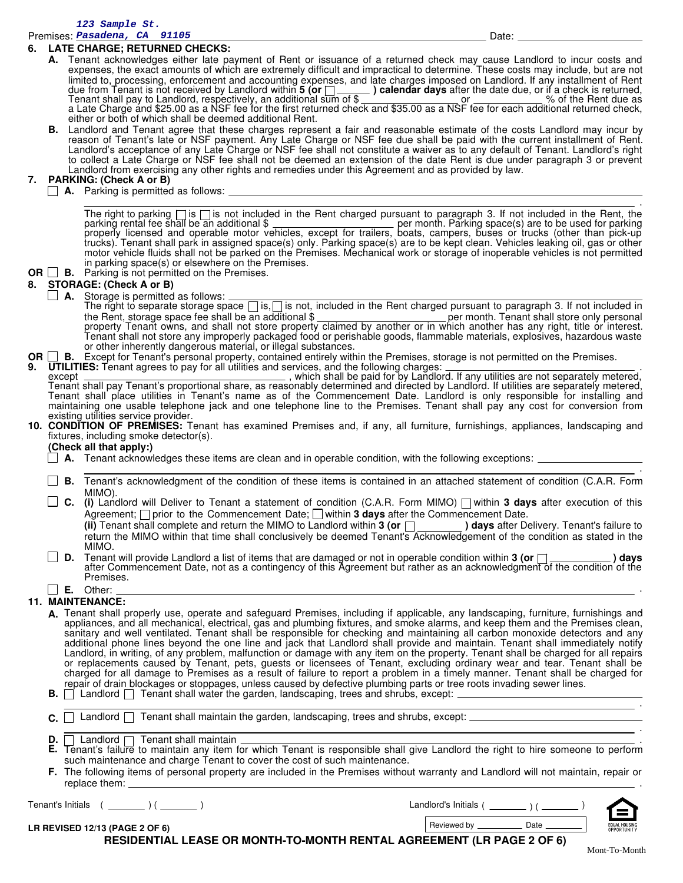Premises: *123 Sample St. Pasadena, CA 91105* Date: ____________

**6. LATE CHARGE; RETURNED CHECKS:**

**A.** Tenant acknowledges either late payment of Rent or issuance of a returned check may cause Landlord to incur costs and expenses, the exact amounts of which are extremely difficult and impractical to determine. These costs may include, but are not limited to, processing, enforcement and accounting expenses, and late charges imposed on Landlord. If any installment of Rent due from Tenant is not received by Landlord within **5 (or ☐ ______ ) calendar days** after the date due, or if a check is returned, Tenant shall pay to Landlord, respectively, an additional sum of $ ____________ or ____________ % of the Rent due as a Late Charge and $25.00 as a NSF fee for the first returned check and $35.00 as a NSF fee for each additional returned check, either or both of which shall be deemed additional Rent.

**B.** Landlord and Tenant agree that these charges represent a fair and reasonable estimate of the costs Landlord may incur by reason of Tenant's late or NSF payment. Any Late Charge or NSF fee due shall be paid with the current installment of Rent. Landlord's acceptance of any Late Charge or NSF fee shall not constitute a waiver as to any default of Tenant. Landlord's right to collect a Late Charge or NSF fee shall not be deemed an extension of the date Rent is due under paragraph 3 or prevent Landlord from exercising any other rights and remedies under this Agreement and as provided by law.

**7. PARKING: (Check A or B)**

☐ **A.** Parking is permitted as follows: ____________________________________________.

The right to parking ☐ is ☐ is not included in the Rent charged pursuant to paragraph 3. If not included in the Rent, the parking rental fee shall be an additional $ ____________ per month. Parking space(s) are to be used for parking properly licensed and operable motor vehicles, except for trailers, boats, campers, buses or trucks (other than pick-up trucks). Tenant shall park in assigned space(s) only. Parking space(s) are to be kept clean. Vehicles leaking oil, gas or other motor vehicle fluids shall not be parked on the Premises. Mechanical work or storage of inoperable vehicles is not permitted in parking space(s) or elsewhere on the Premises.

**OR** ☐ **B.** Parking is not permitted on the Premises.

**8. STORAGE: (Check A or B)**

☐ **A.** Storage is permitted as follows: ____________________________________________

The right to separate storage space ☐ is, ☐ is not, included in the Rent charged pursuant to paragraph 3. If not included in the Rent, storage space fee shall be an additional $ ____________ per month. Tenant shall store only personal property Tenant owns, and shall not store property claimed by another or in which another has any right, title or interest. Tenant shall not store any improperly packaged food or perishable goods, flammable materials, explosives, hazardous waste or other inherently dangerous material, or illegal substances.

**OR** ☐ **B.** Except for Tenant's personal property, contained entirely within the Premises, storage is not permitted on the Premises.

**9. UTILITIES:** Tenant agrees to pay for all utilities and services, and the following charges: ____________________________ except ____________________________, which shall be paid for by Landlord. If any utilities are not separately metered, Tenant shall pay Tenant's proportional share, as reasonably determined and directed by Landlord. If utilities are separately metered, Tenant shall place utilities in Tenant's name as of the Commencement Date. Landlord is only responsible for installing and maintaining one usable telephone jack and one telephone line to the Premises. Tenant shall pay any cost for conversion from existing utilities service provider.

**10. CONDITION OF PREMISES:** Tenant has examined Premises and, if any, all furniture, furnishings, appliances, landscaping and fixtures, including smoke detector(s).

**(Check all that apply:)**

☐ **A.** Tenant acknowledges these items are clean and in operable condition, with the following exceptions: ____________________________________________.

☐ **B.** Tenant's acknowledgment of the condition of these items is contained in an attached statement of condition (C.A.R. Form MIMO).

☐ **C.** **(i)** Landlord will Deliver to Tenant a statement of condition (C.A.R. Form MIMO) ☐ within **3 days** after execution of this Agreement; ☐ prior to the Commencement Date; ☐ within **3 days** after the Commencement Date.
**(ii)** Tenant shall complete and return the MIMO to Landlord within **3 (or ☐ ________ ) days** after Delivery. Tenant's failure to return the MIMO within that time shall conclusively be deemed Tenant's Acknowledgement of the condition as stated in the MIMO.

☐ **D.** Tenant will provide Landlord a list of items that are damaged or not in operable condition within **3 (or ☐ ________ ) days** after Commencement Date, not as a contingency of this Agreement but rather as an acknowledgment of the condition of the Premises.

☐ **E.** Other: ____________________________________________.

**11. MAINTENANCE:**

**A.** Tenant shall properly use, operate and safeguard Premises, including if applicable, any landscaping, furniture, furnishings and appliances, and all mechanical, electrical, gas and plumbing fixtures, and smoke alarms, and keep them and the Premises clean, sanitary and well ventilated. Tenant shall be responsible for checking and maintaining all carbon monoxide detectors and any additional phone lines beyond the one line and jack that Landlord shall provide and maintain. Tenant shall immediately notify Landlord, in writing, of any problem, malfunction or damage with any item on the property. Tenant shall be charged for all repairs or replacements caused by Tenant, pets, guests or licensees of Tenant, excluding ordinary wear and tear. Tenant shall be charged for all damage to Premises as a result of failure to report a problem in a timely manner. Tenant shall be charged for repair of drain blockages or stoppages, unless caused by defective plumbing parts or tree roots invading sewer lines.

**B.** ☐ Landlord ☐ Tenant shall water the garden, landscaping, trees and shrubs, except: ____________________________________________.

**C.** ☐ Landlord ☐ Tenant shall maintain the garden, landscaping, trees and shrubs, except: ____________________________________________.

**D.** ☐ Landlord ☐ Tenant shall maintain ____________________________________________.

**E.** Tenant's failure to maintain any item for which Tenant is responsible shall give Landlord the right to hire someone to perform such maintenance and charge Tenant to cover the cost of such maintenance.

**F.** The following items of personal property are included in the Premises without warranty and Landlord will not maintain, repair or replace them: ____________________________________________.

Tenant's Initials ( ________ ) ( ________ )   Landlord's Initials ( ________ ) ( ________ )

Reviewed by ________ Date ________

**RESIDENTIAL LEASE OR MONTH-TO-MONTH RENTAL AGREEMENT (LR PAGE 2 OF 6)**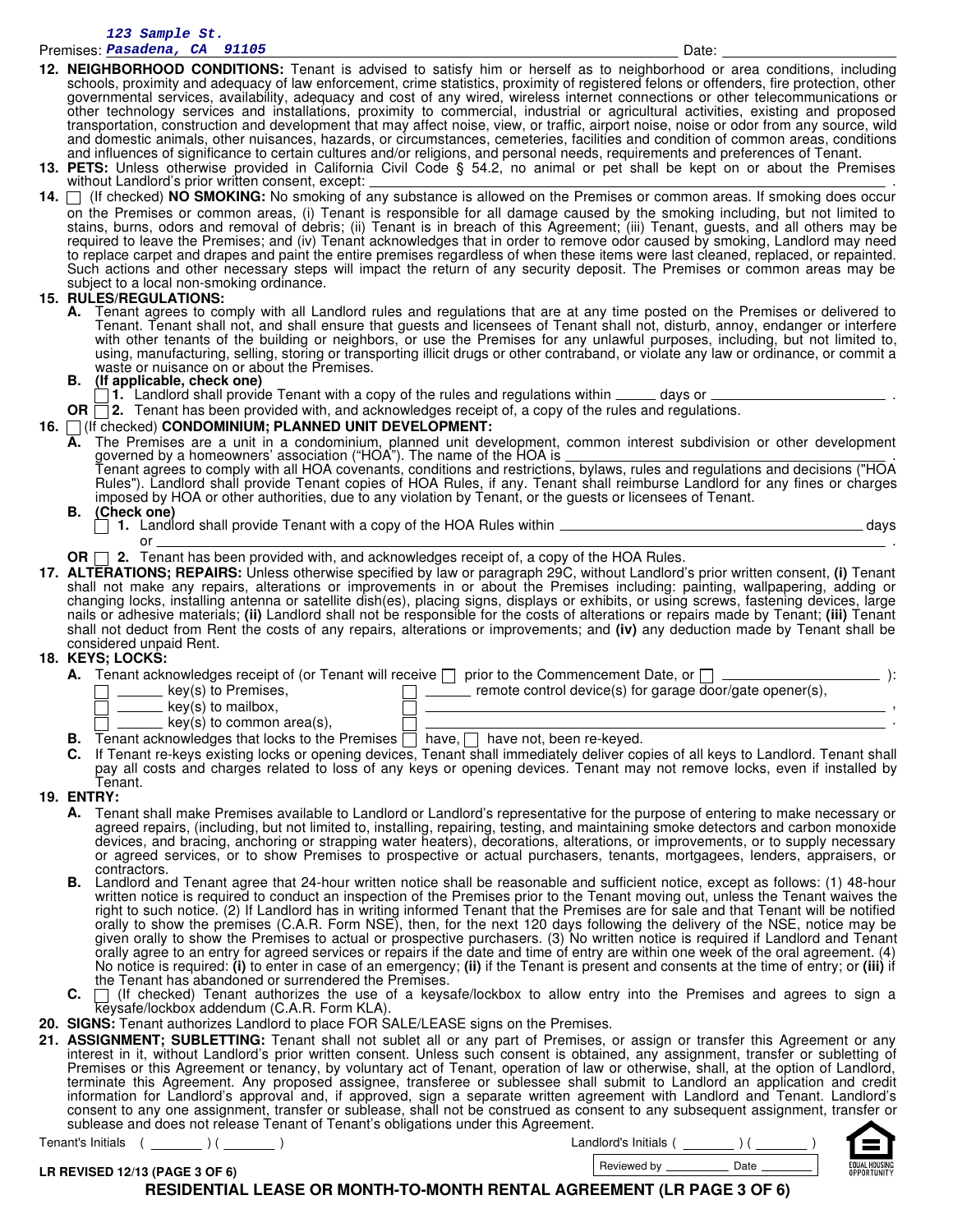Premises: **123 Sample St. Pasadena, CA 91105** Date: ____________

**12. NEIGHBORHOOD CONDITIONS:** Tenant is advised to satisfy him or herself as to neighborhood or area conditions, including schools, proximity and adequacy of law enforcement, crime statistics, proximity of registered felons or offenders, fire protection, other governmental services, availability, adequacy and cost of any wired, wireless internet connections or other telecommunications or other technology services and installations, proximity to commercial, industrial or agricultural activities, existing and proposed transportation, construction and development that may affect noise, view, or traffic, airport noise, noise or odor from any source, wild and domestic animals, other nuisances, hazards, or circumstances, cemeteries, facilities and condition of common areas, conditions and influences of significance to certain cultures and/or religions, and personal needs, requirements and preferences of Tenant.

**13. PETS:** Unless otherwise provided in California Civil Code § 54.2, no animal or pet shall be kept on or about the Premises without Landlord's prior written consent, except: ____________________________________________ .

**14.** ☐ (If checked) **NO SMOKING:** No smoking of any substance is allowed on the Premises or common areas. If smoking does occur on the Premises or common areas, (i) Tenant is responsible for all damage caused by the smoking including, but not limited to stains, burns, odors and removal of debris; (ii) Tenant is in breach of this Agreement; (iii) Tenant, guests, and all others may be required to leave the Premises; and (iv) Tenant acknowledges that in order to remove odor caused by smoking, Landlord may need to replace carpet and drapes and paint the entire premises regardless of when these items were last cleaned, replaced, or repainted. Such actions and other necessary steps will impact the return of any security deposit. The Premises or common areas may be subject to a local non-smoking ordinance.

**15. RULES/REGULATIONS:**

**A.** Tenant agrees to comply with all Landlord rules and regulations that are at any time posted on the Premises or delivered to Tenant. Tenant shall not, and shall ensure that guests and licensees of Tenant shall not, disturb, annoy, endanger or interfere with other tenants of the building or neighbors, or use the Premises for any unlawful purposes, including, but not limited to, using, manufacturing, selling, storing or transporting illicit drugs or other contraband, or violate any law or ordinance, or commit a waste or nuisance on or about the Premises.

**B. (If applicable, check one)**

☐ **1.** Landlord shall provide Tenant with a copy of the rules and regulations within _____ days or ____________________ .

**OR** ☐ **2.** Tenant has been provided with, and acknowledges receipt of, a copy of the rules and regulations.

**16.** ☐ (If checked) **CONDOMINIUM; PLANNED UNIT DEVELOPMENT:**

**A.** The Premises are a unit in a condominium, planned unit development, common interest subdivision or other development governed by a homeowners' association ("HOA"). The name of the HOA is ____________________________________ . Tenant agrees to comply with all HOA covenants, conditions and restrictions, bylaws, rules and regulations and decisions ("HOA Rules"). Landlord shall provide Tenant copies of HOA Rules, if any. Tenant shall reimburse Landlord for any fines or charges imposed by HOA or other authorities, due to any violation by Tenant, or the guests or licensees of Tenant.

**B. (Check one)**

☐ **1.** Landlord shall provide Tenant with a copy of the HOA Rules within ____________________ days or ____________________________________ .

**OR** ☐ **2.** Tenant has been provided with, and acknowledges receipt of, a copy of the HOA Rules.

**17. ALTERATIONS; REPAIRS:** Unless otherwise specified by law or paragraph 29C, without Landlord's prior written consent, **(i)** Tenant shall not make any repairs, alterations or improvements in or about the Premises including: painting, wallpapering, adding or changing locks, installing antenna or satellite dish(es), placing signs, displays or exhibits, or using screws, fastening devices, large nails or adhesive materials; **(ii)** Landlord shall not be responsible for the costs of alterations or repairs made by Tenant; **(iii)** Tenant shall not deduct from Rent the costs of any repairs, alterations or improvements; and **(iv)** any deduction made by Tenant shall be considered unpaid Rent.

**18. KEYS; LOCKS:**

**A.** Tenant acknowledges receipt of (or Tenant will receive ☐ prior to the Commencement Date, or ☐ ____________________ ):

☐ ______ key(s) to Premises, ☐ ______ remote control device(s) for garage door/gate opener(s),

☐ ______ key(s) to mailbox, ☐ ____________________________________ ,

☐ ______ key(s) to common area(s), ☐ ____________________________________ .

**B.** Tenant acknowledges that locks to the Premises ☐ have, ☐ have not, been re-keyed.

**C.** If Tenant re-keys existing locks or opening devices, Tenant shall immediately deliver copies of all keys to Landlord. Tenant shall pay all costs and charges related to loss of any keys or opening devices. Tenant may not remove locks, even if installed by Tenant.

**19. ENTRY:**

**A.** Tenant shall make Premises available to Landlord or Landlord's representative for the purpose of entering to make necessary or agreed repairs, (including, but not limited to, installing, repairing, testing, and maintaining smoke detectors and carbon monoxide devices, and bracing, anchoring or strapping water heaters), decorations, alterations, or improvements, or to supply necessary or agreed services, or to show Premises to prospective or actual purchasers, tenants, mortgagees, lenders, appraisers, or contractors.

**B.** Landlord and Tenant agree that 24-hour written notice shall be reasonable and sufficient notice, except as follows: (1) 48-hour written notice is required to conduct an inspection of the Premises prior to the Tenant moving out, unless the Tenant waives the right to such notice. (2) If Landlord has in writing informed Tenant that the Premises are for sale and that Tenant will be notified orally to show the premises (C.A.R. Form NSE), then, for the next 120 days following the delivery of the NSE, notice may be given orally to show the Premises to actual or prospective purchasers. (3) No written notice is required if Landlord and Tenant orally agree to an entry for agreed services or repairs if the date and time of entry are within one week of the oral agreement. (4) No notice is required: **(i)** to enter in case of an emergency; **(ii)** if the Tenant is present and consents at the time of entry; or **(iii)** if the Tenant has abandoned or surrendered the Premises.

**C.** ☐ (If checked) Tenant authorizes the use of a keysafe/lockbox to allow entry into the Premises and agrees to sign a keysafe/lockbox addendum (C.A.R. Form KLA).

**20. SIGNS:** Tenant authorizes Landlord to place FOR SALE/LEASE signs on the Premises.

**21. ASSIGNMENT; SUBLETTING:** Tenant shall not sublet all or any part of Premises, or assign or transfer this Agreement or any interest in it, without Landlord's prior written consent. Unless such consent is obtained, any assignment, transfer or subletting of Premises or this Agreement or tenancy, by voluntary act of Tenant, operation of law or otherwise, shall, at the option of Landlord, terminate this Agreement. Any proposed assignee, transferee or sublessee shall submit to Landlord an application and credit information for Landlord's approval and, if approved, sign a separate written agreement with Landlord and Tenant. Landlord's consent to any one assignment, transfer or sublease, shall not be construed as consent to any subsequent assignment, transfer or sublease and does not release Tenant of Tenant's obligations under this Agreement.

Tenant's Initials ( _______ ) ( _______ ) Landlord's Initials ( _______ ) ( _______ )

Reviewed by _________ Date _______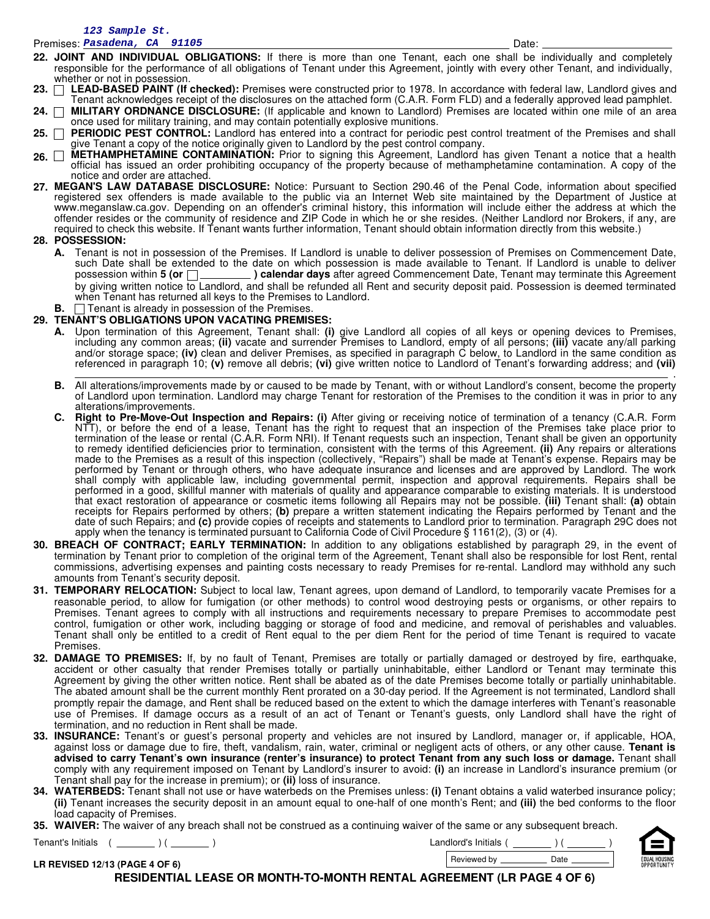Premises: 123 Sample St. Pasadena, CA 91105 Date: ____________

**22. JOINT AND INDIVIDUAL OBLIGATIONS:** If there is more than one Tenant, each one shall be individually and completely responsible for the performance of all obligations of Tenant under this Agreement, jointly with every other Tenant, and individually, whether or not in possession.

**23.** ☐ **LEAD-BASED PAINT (If checked):** Premises were constructed prior to 1978. In accordance with federal law, Landlord gives and Tenant acknowledges receipt of the disclosures on the attached form (C.A.R. Form FLD) and a federally approved lead pamphlet.

**24.** ☐ **MILITARY ORDNANCE DISCLOSURE:** (If applicable and known to Landlord) Premises are located within one mile of an area once used for military training, and may contain potentially explosive munitions.

**25.** ☐ **PERIODIC PEST CONTROL:** Landlord has entered into a contract for periodic pest control treatment of the Premises and shall give Tenant a copy of the notice originally given to Landlord by the pest control company.

**26.** ☐ **METHAMPHETAMINE CONTAMINATION:** Prior to signing this Agreement, Landlord has given Tenant a notice that a health official has issued an order prohibiting occupancy of the property because of methamphetamine contamination. A copy of the notice and order are attached.

**27. MEGAN'S LAW DATABASE DISCLOSURE:** Notice: Pursuant to Section 290.46 of the Penal Code, information about specified registered sex offenders is made available to the public via an Internet Web site maintained by the Department of Justice at www.meganslaw.ca.gov. Depending on an offender's criminal history, this information will include either the address at which the offender resides or the community of residence and ZIP Code in which he or she resides. (Neither Landlord nor Brokers, if any, are required to check this website. If Tenant wants further information, Tenant should obtain information directly from this website.)

**28. POSSESSION:**

**A.** Tenant is not in possession of the Premises. If Landlord is unable to deliver possession of Premises on Commencement Date, such Date shall be extended to the date on which possession is made available to Tenant. If Landlord is unable to deliver possession within **5 (or** ☐ ________ **) calendar days** after agreed Commencement Date, Tenant may terminate this Agreement by giving written notice to Landlord, and shall be refunded all Rent and security deposit paid. Possession is deemed terminated when Tenant has returned all keys to the Premises to Landlord.

**B.** ☐ Tenant is already in possession of the Premises.

**29. TENANT'S OBLIGATIONS UPON VACATING PREMISES:**

**A.** Upon termination of this Agreement, Tenant shall: **(i)** give Landlord all copies of all keys or opening devices to Premises, including any common areas; **(ii)** vacate and surrender Premises to Landlord, empty of all persons; **(iii)** vacate any/all parking and/or storage space; **(iv)** clean and deliver Premises, as specified in paragraph C below, to Landlord in the same condition as referenced in paragraph 10; **(v)** remove all debris; **(vi)** give written notice to Landlord of Tenant's forwarding address; and **(vii)** ____________________________________________.

**B.** All alterations/improvements made by or caused to be made by Tenant, with or without Landlord's consent, become the property of Landlord upon termination. Landlord may charge Tenant for restoration of the Premises to the condition it was in prior to any alterations/improvements.

**C. Right to Pre-Move-Out Inspection and Repairs: (i)** After giving or receiving notice of termination of a tenancy (C.A.R. Form NTT), or before the end of a lease, Tenant has the right to request that an inspection of the Premises take place prior to termination of the lease or rental (C.A.R. Form NRI). If Tenant requests such an inspection, Tenant shall be given an opportunity to remedy identified deficiencies prior to termination, consistent with the terms of this Agreement. **(ii)** Any repairs or alterations made to the Premises as a result of this inspection (collectively, "Repairs") shall be made at Tenant's expense. Repairs may be performed by Tenant or through others, who have adequate insurance and licenses and are approved by Landlord. The work shall comply with applicable law, including governmental permit, inspection and approval requirements. Repairs shall be performed in a good, skillful manner with materials of quality and appearance comparable to existing materials. It is understood that exact restoration of appearance or cosmetic items following all Repairs may not be possible. **(iii)** Tenant shall: **(a)** obtain receipts for Repairs performed by others; **(b)** prepare a written statement indicating the Repairs performed by Tenant and the date of such Repairs; and **(c)** provide copies of receipts and statements to Landlord prior to termination. Paragraph 29C does not apply when the tenancy is terminated pursuant to California Code of Civil Procedure § 1161(2), (3) or (4).

**30. BREACH OF CONTRACT; EARLY TERMINATION:** In addition to any obligations established by paragraph 29, in the event of termination by Tenant prior to completion of the original term of the Agreement, Tenant shall also be responsible for lost Rent, rental commissions, advertising expenses and painting costs necessary to ready Premises for re-rental. Landlord may withhold any such amounts from Tenant's security deposit.

**31. TEMPORARY RELOCATION:** Subject to local law, Tenant agrees, upon demand of Landlord, to temporarily vacate Premises for a reasonable period, to allow for fumigation (or other methods) to control wood destroying pests or organisms, or other repairs to Premises. Tenant agrees to comply with all instructions and requirements necessary to prepare Premises to accommodate pest control, fumigation or other work, including bagging or storage of food and medicine, and removal of perishables and valuables. Tenant shall only be entitled to a credit of Rent equal to the per diem Rent for the period of time Tenant is required to vacate Premises.

**32. DAMAGE TO PREMISES:** If, by no fault of Tenant, Premises are totally or partially damaged or destroyed by fire, earthquake, accident or other casualty that render Premises totally or partially uninhabitable, either Landlord or Tenant may terminate this Agreement by giving the other written notice. Rent shall be abated as of the date Premises become totally or partially uninhabitable. The abated amount shall be the current monthly Rent prorated on a 30-day period. If the Agreement is not terminated, Landlord shall promptly repair the damage, and Rent shall be reduced based on the extent to which the damage interferes with Tenant's reasonable use of Premises. If damage occurs as a result of an act of Tenant or Tenant's guests, only Landlord shall have the right of termination, and no reduction in Rent shall be made.

**33. INSURANCE:** Tenant's or guest's personal property and vehicles are not insured by Landlord, manager or, if applicable, HOA, against loss or damage due to fire, theft, vandalism, rain, water, criminal or negligent acts of others, or any other cause. **Tenant is advised to carry Tenant's own insurance (renter's insurance) to protect Tenant from any such loss or damage.** Tenant shall comply with any requirement imposed on Tenant by Landlord's insurer to avoid: **(i)** an increase in Landlord's insurance premium (or Tenant shall pay for the increase in premium); or **(ii)** loss of insurance.

**34. WATERBEDS:** Tenant shall not use or have waterbeds on the Premises unless: **(i)** Tenant obtains a valid waterbed insurance policy; **(ii)** Tenant increases the security deposit in an amount equal to one-half of one month's Rent; and **(iii)** the bed conforms to the floor load capacity of Premises.

**35. WAIVER:** The waiver of any breach shall not be construed as a continuing waiver of the same or any subsequent breach.

Tenant's Initials ( ________ ) ( ________ ) Landlord's Initials ( ________ ) ( ________ )

Reviewed by ________ Date ________

**LR REVISED 12/13 (PAGE 4 OF 6)**

**RESIDENTIAL LEASE OR MONTH-TO-MONTH RENTAL AGREEMENT (LR PAGE 4 OF 6)**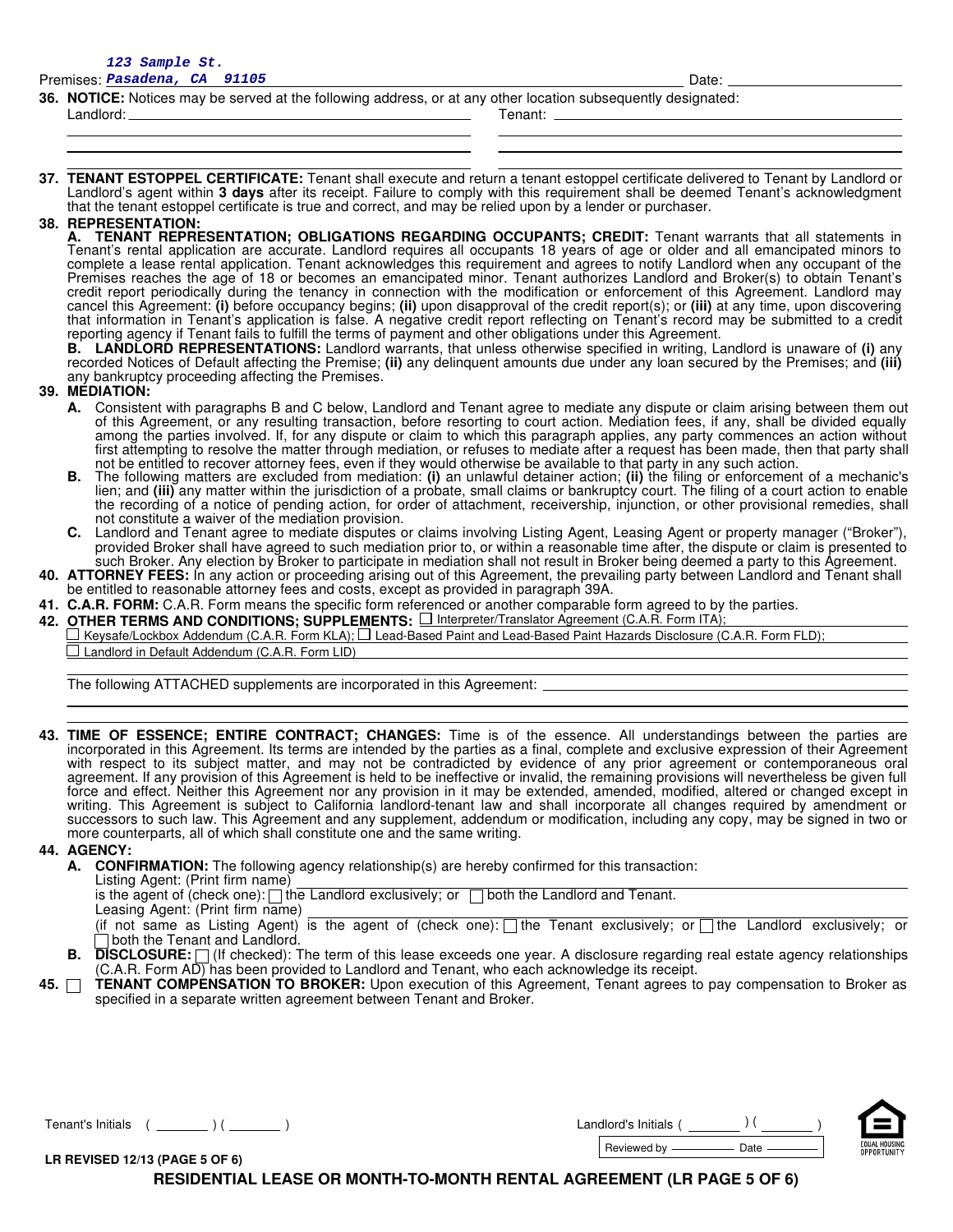Premises: 123 Sample St. Pasadena, CA 91105 Date: ______________________

**36. NOTICE:** Notices may be served at the following address, or at any other location subsequently designated:

Landlord: ______________________ Tenant: ______________________

**37. TENANT ESTOPPEL CERTIFICATE:** Tenant shall execute and return a tenant estoppel certificate delivered to Tenant by Landlord or Landlord's agent within **3 days** after its receipt. Failure to comply with this requirement shall be deemed Tenant's acknowledgment that the tenant estoppel certificate is true and correct, and may be relied upon by a lender or purchaser.

**38. REPRESENTATION:**

**A. TENANT REPRESENTATION; OBLIGATIONS REGARDING OCCUPANTS; CREDIT:** Tenant warrants that all statements in Tenant's rental application are accurate. Landlord requires all occupants 18 years of age or older and all emancipated minors to complete a lease rental application. Tenant acknowledges this requirement and agrees to notify Landlord when any occupant of the Premises reaches the age of 18 or becomes an emancipated minor. Tenant authorizes Landlord and Broker(s) to obtain Tenant's credit report periodically during the tenancy in connection with the modification or enforcement of this Agreement. Landlord may cancel this Agreement: **(i)** before occupancy begins; **(ii)** upon disapproval of the credit report(s); or **(iii)** at any time, upon discovering that information in Tenant's application is false. A negative credit report reflecting on Tenant's record may be submitted to a credit reporting agency if Tenant fails to fulfill the terms of payment and other obligations under this Agreement.

**B. LANDLORD REPRESENTATIONS:** Landlord warrants, that unless otherwise specified in writing, Landlord is unaware of **(i)** any recorded Notices of Default affecting the Premise; **(ii)** any delinquent amounts due under any loan secured by the Premises; and **(iii)** any bankruptcy proceeding affecting the Premises.

**39. MEDIATION:**

**A.** Consistent with paragraphs B and C below, Landlord and Tenant agree to mediate any dispute or claim arising between them out of this Agreement, or any resulting transaction, before resorting to court action. Mediation fees, if any, shall be divided equally among the parties involved. If, for any dispute or claim to which this paragraph applies, any party commences an action without first attempting to resolve the matter through mediation, or refuses to mediate after a request has been made, then that party shall not be entitled to recover attorney fees, even if they would otherwise be available to that party in any such action.

**B.** The following matters are excluded from mediation: **(i)** an unlawful detainer action; **(ii)** the filing or enforcement of a mechanic's lien; and **(iii)** any matter within the jurisdiction of a probate, small claims or bankruptcy court. The filing of a court action to enable the recording of a notice of pending action, for order of attachment, receivership, injunction, or other provisional remedies, shall not constitute a waiver of the mediation provision.

**C.** Landlord and Tenant agree to mediate disputes or claims involving Listing Agent, Leasing Agent or property manager ("Broker"), provided Broker shall have agreed to such mediation prior to, or within a reasonable time after, the dispute or claim is presented to such Broker. Any election by Broker to participate in mediation shall not result in Broker being deemed a party to this Agreement.

**40. ATTORNEY FEES:** In any action or proceeding arising out of this Agreement, the prevailing party between Landlord and Tenant shall be entitled to reasonable attorney fees and costs, except as provided in paragraph 39A.

**41. C.A.R. FORM:** C.A.R. Form means the specific form referenced or another comparable form agreed to by the parties.

**42. OTHER TERMS AND CONDITIONS; SUPPLEMENTS:** ☐ Interpreter/Translator Agreement (C.A.R. Form ITA);
☐ Keysafe/Lockbox Addendum (C.A.R. Form KLA); ☐ Lead-Based Paint and Lead-Based Paint Hazards Disclosure (C.A.R. Form FLD);
☐ Landlord in Default Addendum (C.A.R. Form LID)

The following ATTACHED supplements are incorporated in this Agreement: ______________________

**43. TIME OF ESSENCE; ENTIRE CONTRACT; CHANGES:** Time is of the essence. All understandings between the parties are incorporated in this Agreement. Its terms are intended by the parties as a final, complete and exclusive expression of their Agreement with respect to its subject matter, and may not be contradicted by evidence of any prior agreement or contemporaneous oral agreement. If any provision of this Agreement is held to be ineffective or invalid, the remaining provisions will nevertheless be given full force and effect. Neither this Agreement nor any provision in it may be extended, amended, modified, altered or changed except in writing. This Agreement is subject to California landlord-tenant law and shall incorporate all changes required by amendment or successors to such law. This Agreement and any supplement, addendum or modification, including any copy, may be signed in two or more counterparts, all of which shall constitute one and the same writing.

**44. AGENCY:**

**A. CONFIRMATION:** The following agency relationship(s) are hereby confirmed for this transaction:
Listing Agent: (Print firm name) ______________________
is the agent of (check one): ☐ the Landlord exclusively; or ☐ both the Landlord and Tenant.
Leasing Agent: (Print firm name) ______________________
(if not same as Listing Agent) is the agent of (check one): ☐ the Tenant exclusively; or ☐ the Landlord exclusively; or ☐ both the Tenant and Landlord.

**B. DISCLOSURE:** ☐ (If checked): The term of this lease exceeds one year. A disclosure regarding real estate agency relationships (C.A.R. Form AD) has been provided to Landlord and Tenant, who each acknowledge its receipt.

**45.** ☐ **TENANT COMPENSATION TO BROKER:** Upon execution of this Agreement, Tenant agrees to pay compensation to Broker as specified in a separate written agreement between Tenant and Broker.

Tenant's Initials ( _______ ) ( _______ ) Landlord's Initials ( _______ ) ( _______ )

Reviewed by ________ Date ________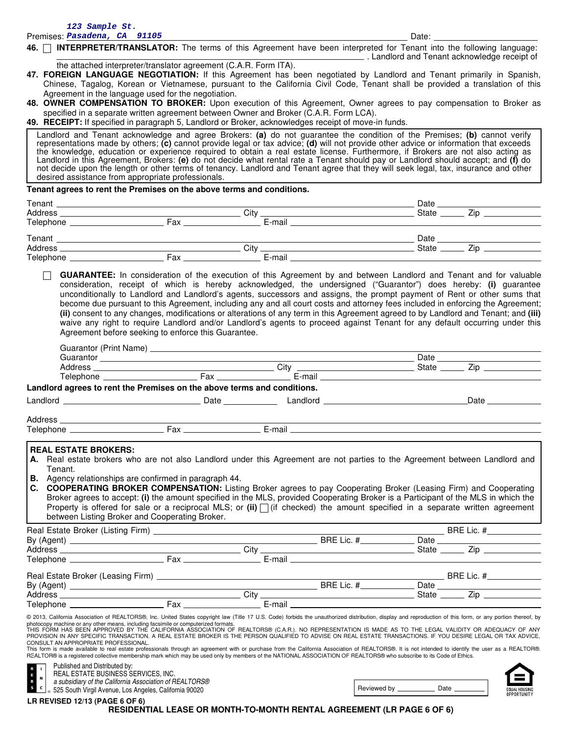Premises: 123 Sample St. Pasadena, CA 91105 Date: ____________________

46. ☐ **INTERPRETER/TRANSLATOR:** The terms of this Agreement have been interpreted for Tenant into the following language: ____________________. Landlord and Tenant acknowledge receipt of the attached interpreter/translator agreement (C.A.R. Form ITA).

47. **FOREIGN LANGUAGE NEGOTIATION:** If this Agreement has been negotiated by Landlord and Tenant primarily in Spanish, Chinese, Tagalog, Korean or Vietnamese, pursuant to the California Civil Code, Tenant shall be provided a translation of this Agreement in the language used for the negotiation.

48. **OWNER COMPENSATION TO BROKER:** Upon execution of this Agreement, Owner agrees to pay compensation to Broker as specified in a separate written agreement between Owner and Broker (C.A.R. Form LCA).

49. **RECEIPT:** If specified in paragraph 5, Landlord or Broker, acknowledges receipt of move-in funds.

Landlord and Tenant acknowledge and agree Brokers: **(a)** do not guarantee the condition of the Premises; **(b)** cannot verify representations made by others; **(c)** cannot provide legal or tax advice; **(d)** will not provide other advice or information that exceeds the knowledge, education or experience required to obtain a real estate license. Furthermore, if Brokers are not also acting as Landlord in this Agreement, Brokers: **(e)** do not decide what rental rate a Tenant should pay or Landlord should accept; and **(f)** do not decide upon the length or other terms of tenancy. Landlord and Tenant agree that they will seek legal, tax, insurance and other desired assistance from appropriate professionals.

**Tenant agrees to rent the Premises on the above terms and conditions.**

Tenant ____________________ Date ____________________
Address ____________________ City ____________________ State ______ Zip ____________
Telephone ____________ Fax ____________ E-mail ____________________

Tenant ____________________ Date ____________________
Address ____________________ City ____________________ State ______ Zip ____________
Telephone ____________ Fax ____________ E-mail ____________________

☐ **GUARANTEE:** In consideration of the execution of this Agreement by and between Landlord and Tenant and for valuable consideration, receipt of which is hereby acknowledged, the undersigned ("Guarantor") does hereby: **(i)** guarantee unconditionally to Landlord and Landlord's agents, successors and assigns, the prompt payment of Rent or other sums that become due pursuant to this Agreement, including any and all court costs and attorney fees included in enforcing the Agreement; **(ii)** consent to any changes, modifications or alterations of any term in this Agreement agreed to by Landlord and Tenant; and **(iii)** waive any right to require Landlord and/or Landlord's agents to proceed against Tenant for any default occurring under this Agreement before seeking to enforce this Guarantee.

Guarantor (Print Name) ____________________
Guarantor ____________________ Date ____________________
Address ____________________ City ____________________ State ______ Zip ____________
Telephone ____________ Fax ____________ E-mail ____________________

**Landlord agrees to rent the Premises on the above terms and conditions.**

Landlord ____________________ Date ____________ Landlord ____________________ Date ____________

Address ____________________
Telephone ____________ Fax ____________ E-mail ____________________

**REAL ESTATE BROKERS:**

**A.** Real estate brokers who are not also Landlord under this Agreement are not parties to the Agreement between Landlord and Tenant.

**B.** Agency relationships are confirmed in paragraph 44.

**C.** **COOPERATING BROKER COMPENSATION:** Listing Broker agrees to pay Cooperating Broker (Leasing Firm) and Cooperating Broker agrees to accept: **(i)** the amount specified in the MLS, provided Cooperating Broker is a Participant of the MLS in which the Property is offered for sale or a reciprocal MLS; or **(ii)** ☐ (if checked) the amount specified in a separate written agreement between Listing Broker and Cooperating Broker.

Real Estate Broker (Listing Firm) ____________________ BRE Lic. # ____________
By (Agent) ____________________ BRE Lic. # ____________ Date ____________
Address ____________________ City ____________________ State ______ Zip ____________
Telephone ____________ Fax ____________ E-mail ____________________

Real Estate Broker (Leasing Firm) ____________________ BRE Lic. # ____________
By (Agent) ____________________ BRE Lic. # ____________ Date ____________
Address ____________________ City ____________________ State ______ Zip ____________
Telephone ____________ Fax ____________ E-mail ____________________

© 2013, California Association of REALTORS®, Inc. United States copyright law (Title 17 U.S. Code) forbids the unauthorized distribution, display and reproduction of this form, or any portion thereof, by photocopy machine or any other means, including facsimile or computerized formats.
THIS FORM HAS BEEN APPROVED BY THE CALIFORNIA ASSOCIATION OF REALTORS® (C.A.R.). NO REPRESENTATION IS MADE AS TO THE LEGAL VALIDITY OR ADEQUACY OF ANY PROVISION IN ANY SPECIFIC TRANSACTION. A REAL ESTATE BROKER IS THE PERSON QUALIFIED TO ADVISE ON REAL ESTATE TRANSACTIONS. IF YOU DESIRE LEGAL OR TAX ADVICE, CONSULT AN APPROPRIATE PROFESSIONAL.
This form is made available to real estate professionals through an agreement with or purchase from the California Association of REALTORS®. It is not intended to identify the user as a REALTOR®. REALTOR® is a registered collective membership mark which may be used only by members of the NATIONAL ASSOCIATION OF REALTORS® who subscribe to its Code of Ethics.

Published and Distributed by:
REAL ESTATE BUSINESS SERVICES, INC.
*a subsidiary of the California Association of REALTORS®*
525 South Virgil Avenue, Los Angeles, California 90020

Reviewed by ________ Date ________

LR REVISED 12/13 (PAGE 6 OF 6)

**RESIDENTIAL LEASE OR MONTH-TO-MONTH RENTAL AGREEMENT (LR PAGE 6 OF 6)**